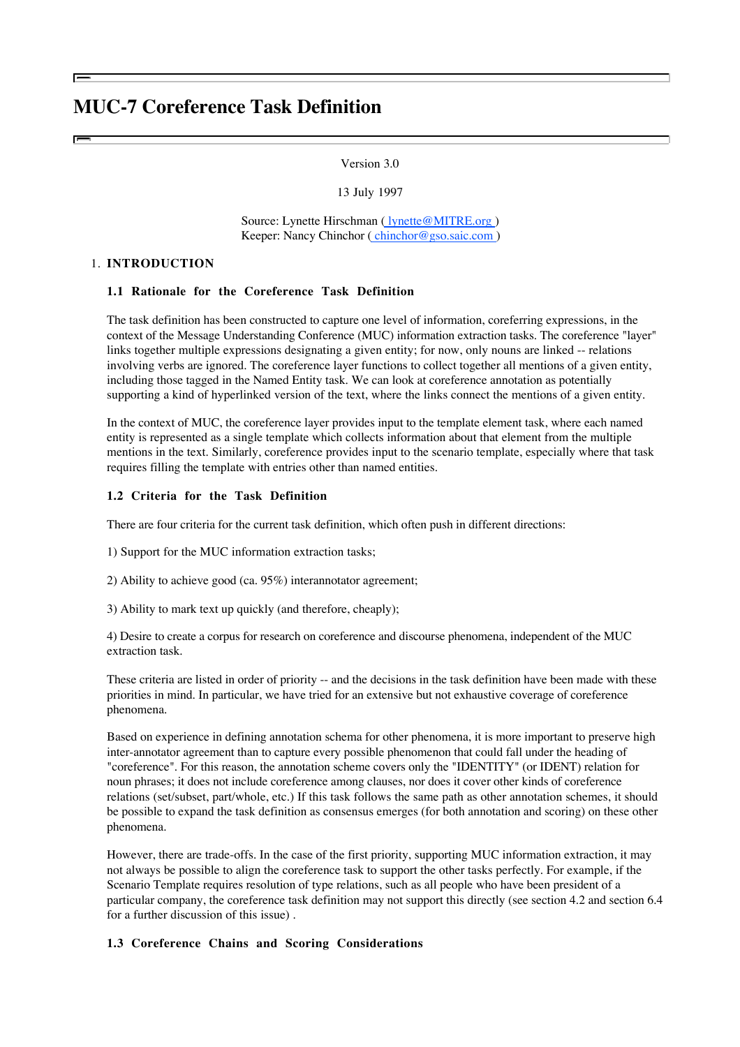# MUC-7 Coreference Task Definition

Version 3.0

13 July 1997

Source: Lynette Hirschman ( lynette@MITRE.org )
Keeper: Nancy Chinchor ( chinchor@gso.saic.com )

## 1. INTRODUCTION

### 1.1 Rationale for the Coreference Task Definition

The task definition has been constructed to capture one level of information, coreferring expressions, in the context of the Message Understanding Conference (MUC) information extraction tasks. The coreference "layer" links together multiple expressions designating a given entity; for now, only nouns are linked -- relations involving verbs are ignored. The coreference layer functions to collect together all mentions of a given entity, including those tagged in the Named Entity task. We can look at coreference annotation as potentially supporting a kind of hyperlinked version of the text, where the links connect the mentions of a given entity.

In the context of MUC, the coreference layer provides input to the template element task, where each named entity is represented as a single template which collects information about that element from the multiple mentions in the text. Similarly, coreference provides input to the scenario template, especially where that task requires filling the template with entries other than named entities.

### 1.2 Criteria for the Task Definition

There are four criteria for the current task definition, which often push in different directions:

1) Support for the MUC information extraction tasks;

2) Ability to achieve good (ca. 95%) interannotator agreement;

3) Ability to mark text up quickly (and therefore, cheaply);

4) Desire to create a corpus for research on coreference and discourse phenomena, independent of the MUC extraction task.

These criteria are listed in order of priority -- and the decisions in the task definition have been made with these priorities in mind. In particular, we have tried for an extensive but not exhaustive coverage of coreference phenomena.

Based on experience in defining annotation schema for other phenomena, it is more important to preserve high inter-annotator agreement than to capture every possible phenomenon that could fall under the heading of "coreference". For this reason, the annotation scheme covers only the "IDENTITY" (or IDENT) relation for noun phrases; it does not include coreference among clauses, nor does it cover other kinds of coreference relations (set/subset, part/whole, etc.) If this task follows the same path as other annotation schemes, it should be possible to expand the task definition as consensus emerges (for both annotation and scoring) on these other phenomena.

However, there are trade-offs. In the case of the first priority, supporting MUC information extraction, it may not always be possible to align the coreference task to support the other tasks perfectly. For example, if the Scenario Template requires resolution of type relations, such as all people who have been president of a particular company, the coreference task definition may not support this directly (see section 4.2 and section 6.4 for a further discussion of this issue) .

### 1.3 Coreference Chains and Scoring Considerations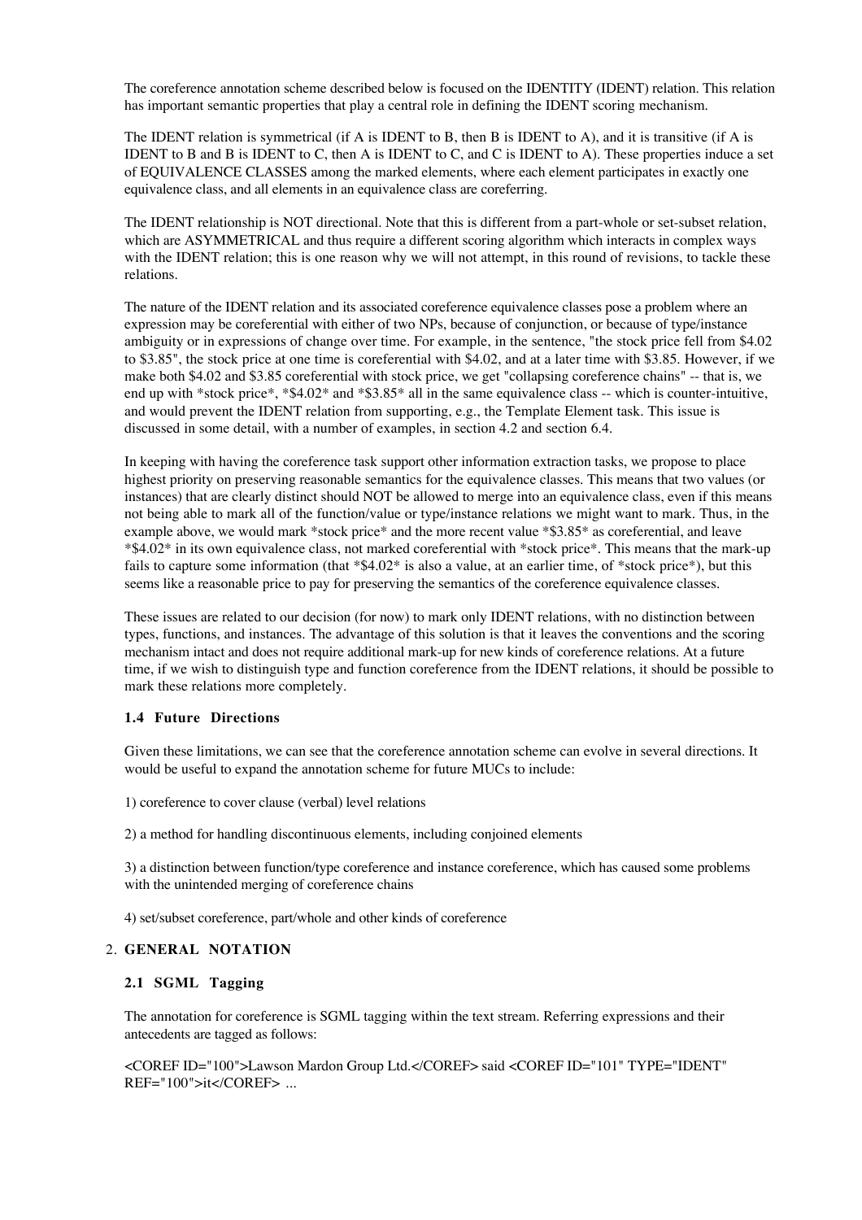The coreference annotation scheme described below is focused on the IDENTITY (IDENT) relation. This relation has important semantic properties that play a central role in defining the IDENT scoring mechanism.

The IDENT relation is symmetrical (if A is IDENT to B, then B is IDENT to A), and it is transitive (if A is IDENT to B and B is IDENT to C, then A is IDENT to C, and C is IDENT to A). These properties induce a set of EQUIVALENCE CLASSES among the marked elements, where each element participates in exactly one equivalence class, and all elements in an equivalence class are coreferring.

The IDENT relationship is NOT directional. Note that this is different from a part-whole or set-subset relation, which are ASYMMETRICAL and thus require a different scoring algorithm which interacts in complex ways with the IDENT relation; this is one reason why we will not attempt, in this round of revisions, to tackle these relations.

The nature of the IDENT relation and its associated coreference equivalence classes pose a problem where an expression may be coreferential with either of two NPs, because of conjunction, or because of type/instance ambiguity or in expressions of change over time. For example, in the sentence, "the stock price fell from $4.02 to $3.85", the stock price at one time is coreferential with $4.02, and at a later time with $3.85. However, if we make both $4.02 and $3.85 coreferential with stock price, we get "collapsing coreference chains" -- that is, we end up with *stock price*, *$4.02* and *$3.85* all in the same equivalence class -- which is counter-intuitive, and would prevent the IDENT relation from supporting, e.g., the Template Element task. This issue is discussed in some detail, with a number of examples, in section 4.2 and section 6.4.

In keeping with having the coreference task support other information extraction tasks, we propose to place highest priority on preserving reasonable semantics for the equivalence classes. This means that two values (or instances) that are clearly distinct should NOT be allowed to merge into an equivalence class, even if this means not being able to mark all of the function/value or type/instance relations we might want to mark. Thus, in the example above, we would mark *stock price* and the more recent value *$3.85* as coreferential, and leave *$4.02* in its own equivalence class, not marked coreferential with *stock price*. This means that the mark-up fails to capture some information (that *$4.02* is also a value, at an earlier time, of *stock price*), but this seems like a reasonable price to pay for preserving the semantics of the coreference equivalence classes.

These issues are related to our decision (for now) to mark only IDENT relations, with no distinction between types, functions, and instances. The advantage of this solution is that it leaves the conventions and the scoring mechanism intact and does not require additional mark-up for new kinds of coreference relations. At a future time, if we wish to distinguish type and function coreference from the IDENT relations, it should be possible to mark these relations more completely.

### 1.4 Future Directions

Given these limitations, we can see that the coreference annotation scheme can evolve in several directions. It would be useful to expand the annotation scheme for future MUCs to include:

1) coreference to cover clause (verbal) level relations

2) a method for handling discontinuous elements, including conjoined elements

3) a distinction between function/type coreference and instance coreference, which has caused some problems with the unintended merging of coreference chains

4) set/subset coreference, part/whole and other kinds of coreference

## 2. GENERAL NOTATION

### 2.1 SGML Tagging

The annotation for coreference is SGML tagging within the text stream. Referring expressions and their antecedents are tagged as follows:

<COREF ID="100">Lawson Mardon Group Ltd.</COREF> said <COREF ID="101" TYPE="IDENT" REF="100">it</COREF> ...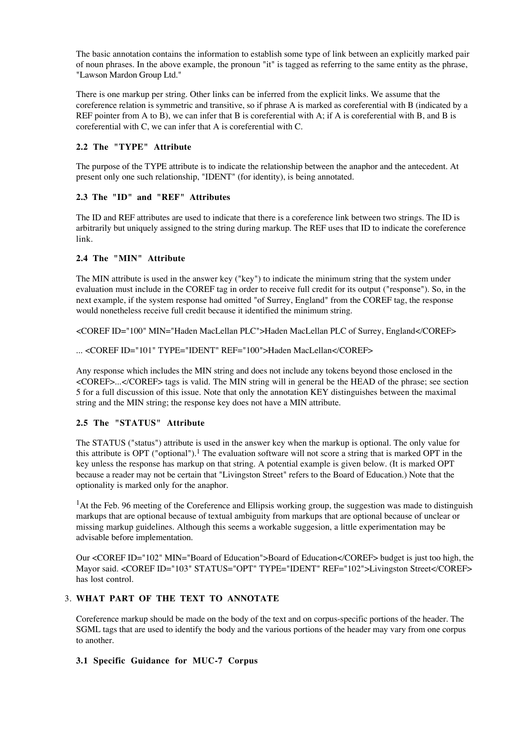The basic annotation contains the information to establish some type of link between an explicitly marked pair of noun phrases. In the above example, the pronoun "it" is tagged as referring to the same entity as the phrase, "Lawson Mardon Group Ltd."

There is one markup per string. Other links can be inferred from the explicit links. We assume that the coreference relation is symmetric and transitive, so if phrase A is marked as coreferential with B (indicated by a REF pointer from A to B), we can infer that B is coreferential with A; if A is coreferential with B, and B is coreferential with C, we can infer that A is coreferential with C.

### 2.2 The "TYPE" Attribute

The purpose of the TYPE attribute is to indicate the relationship between the anaphor and the antecedent. At present only one such relationship, "IDENT" (for identity), is being annotated.

### 2.3 The "ID" and "REF" Attributes

The ID and REF attributes are used to indicate that there is a coreference link between two strings. The ID is arbitrarily but uniquely assigned to the string during markup. The REF uses that ID to indicate the coreference link.

### 2.4 The "MIN" Attribute

The MIN attribute is used in the answer key ("key") to indicate the minimum string that the system under evaluation must include in the COREF tag in order to receive full credit for its output ("response"). So, in the next example, if the system response had omitted "of Surrey, England" from the COREF tag, the response would nonetheless receive full credit because it identified the minimum string.

<COREF ID="100" MIN="Haden MacLellan PLC">Haden MacLellan PLC of Surrey, England</COREF>

... <COREF ID="101" TYPE="IDENT" REF="100">Haden MacLellan</COREF>

Any response which includes the MIN string and does not include any tokens beyond those enclosed in the <COREF>...</COREF> tags is valid. The MIN string will in general be the HEAD of the phrase; see section 5 for a full discussion of this issue. Note that only the annotation KEY distinguishes between the maximal string and the MIN string; the response key does not have a MIN attribute.

### 2.5 The "STATUS" Attribute

The STATUS ("status") attribute is used in the answer key when the markup is optional. The only value for this attribute is OPT ("optional").[1] The evaluation software will not score a string that is marked OPT in the key unless the response has markup on that string. A potential example is given below. (It is marked OPT because a reader may not be certain that "Livingston Street" refers to the Board of Education.) Note that the optionality is marked only for the anaphor.

[1]At the Feb. 96 meeting of the Coreference and Ellipsis working group, the suggestion was made to distinguish markups that are optional because of textual ambiguity from markups that are optional because of unclear or missing markup guidelines. Although this seems a workable suggesion, a little experimentation may be advisable before implementation.

Our <COREF ID="102" MIN="Board of Education">Board of Education</COREF> budget is just too high, the Mayor said. <COREF ID="103" STATUS="OPT" TYPE="IDENT" REF="102">Livingston Street</COREF> has lost control.

## 3. WHAT PART OF THE TEXT TO ANNOTATE

Coreference markup should be made on the body of the text and on corpus-specific portions of the header. The SGML tags that are used to identify the body and the various portions of the header may vary from one corpus to another.

### 3.1 Specific Guidance for MUC-7 Corpus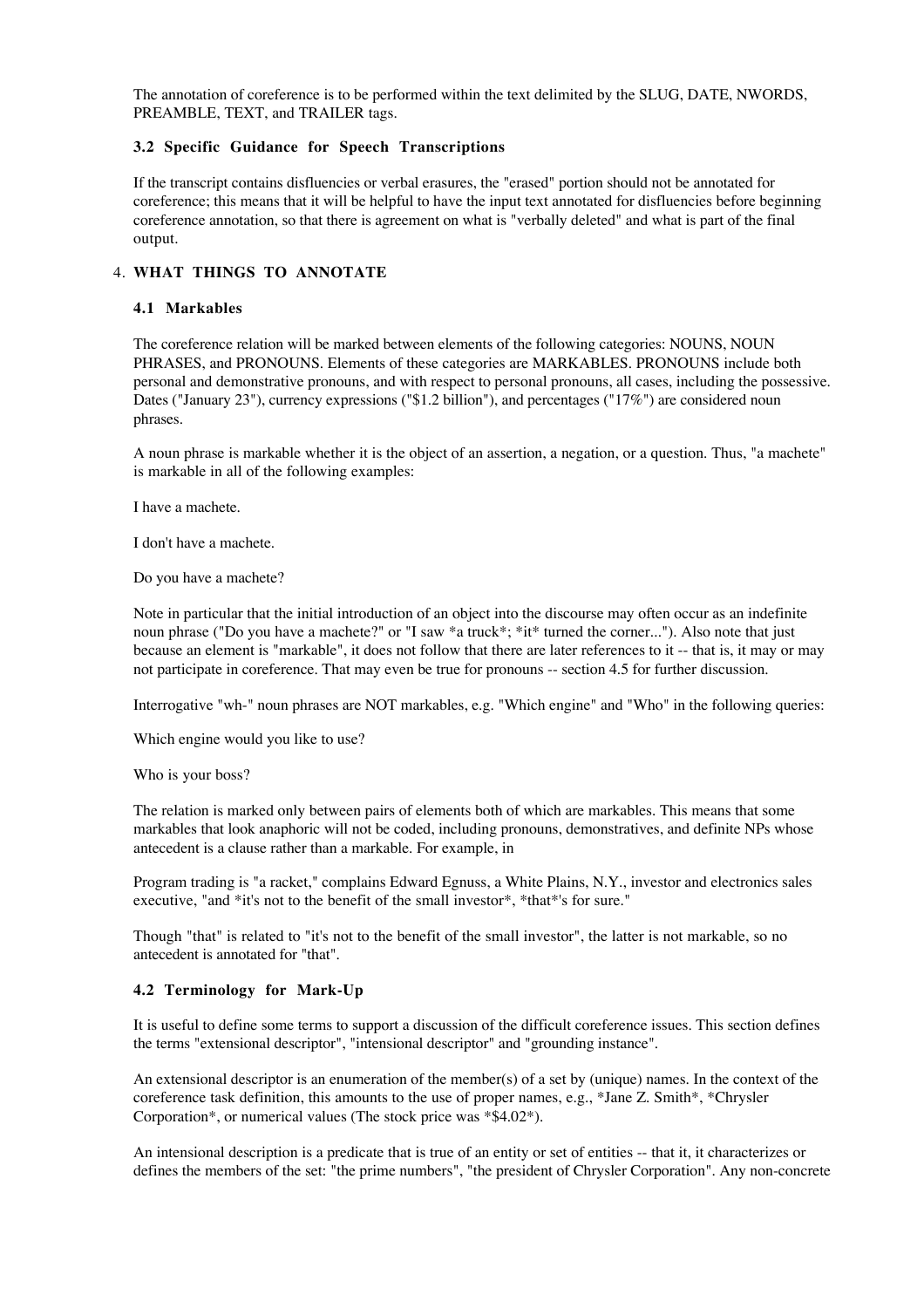The annotation of coreference is to be performed within the text delimited by the SLUG, DATE, NWORDS, PREAMBLE, TEXT, and TRAILER tags.

### 3.2 Specific Guidance for Speech Transcriptions

If the transcript contains disfluencies or verbal erasures, the "erased" portion should not be annotated for coreference; this means that it will be helpful to have the input text annotated for disfluencies before beginning coreference annotation, so that there is agreement on what is "verbally deleted" and what is part of the final output.

## 4. WHAT THINGS TO ANNOTATE

### 4.1 Markables

The coreference relation will be marked between elements of the following categories: NOUNS, NOUN PHRASES, and PRONOUNS. Elements of these categories are MARKABLES. PRONOUNS include both personal and demonstrative pronouns, and with respect to personal pronouns, all cases, including the possessive. Dates ("January 23"), currency expressions ("$1.2 billion"), and percentages ("17%") are considered noun phrases.

A noun phrase is markable whether it is the object of an assertion, a negation, or a question. Thus, "a machete" is markable in all of the following examples:

I have a machete.

I don't have a machete.

Do you have a machete?

Note in particular that the initial introduction of an object into the discourse may often occur as an indefinite noun phrase ("Do you have a machete?" or "I saw *a truck*; *it* turned the corner..."). Also note that just because an element is "markable", it does not follow that there are later references to it -- that is, it may or may not participate in coreference. That may even be true for pronouns -- section 4.5 for further discussion.

Interrogative "wh-" noun phrases are NOT markables, e.g. "Which engine" and "Who" in the following queries:

Which engine would you like to use?

Who is your boss?

The relation is marked only between pairs of elements both of which are markables. This means that some markables that look anaphoric will not be coded, including pronouns, demonstratives, and definite NPs whose antecedent is a clause rather than a markable. For example, in

Program trading is "a racket," complains Edward Egnuss, a White Plains, N.Y., investor and electronics sales executive, "and *it's not to the benefit of the small investor*, *that*'s for sure."

Though "that" is related to "it's not to the benefit of the small investor", the latter is not markable, so no antecedent is annotated for "that".

### 4.2 Terminology for Mark-Up

It is useful to define some terms to support a discussion of the difficult coreference issues. This section defines the terms "extensional descriptor", "intensional descriptor" and "grounding instance".

An extensional descriptor is an enumeration of the member(s) of a set by (unique) names. In the context of the coreference task definition, this amounts to the use of proper names, e.g., *Jane Z. Smith*, *Chrysler Corporation*, or numerical values (The stock price was *$4.02*).

An intensional description is a predicate that is true of an entity or set of entities -- that it, it characterizes or defines the members of the set: "the prime numbers", "the president of Chrysler Corporation". Any non-concrete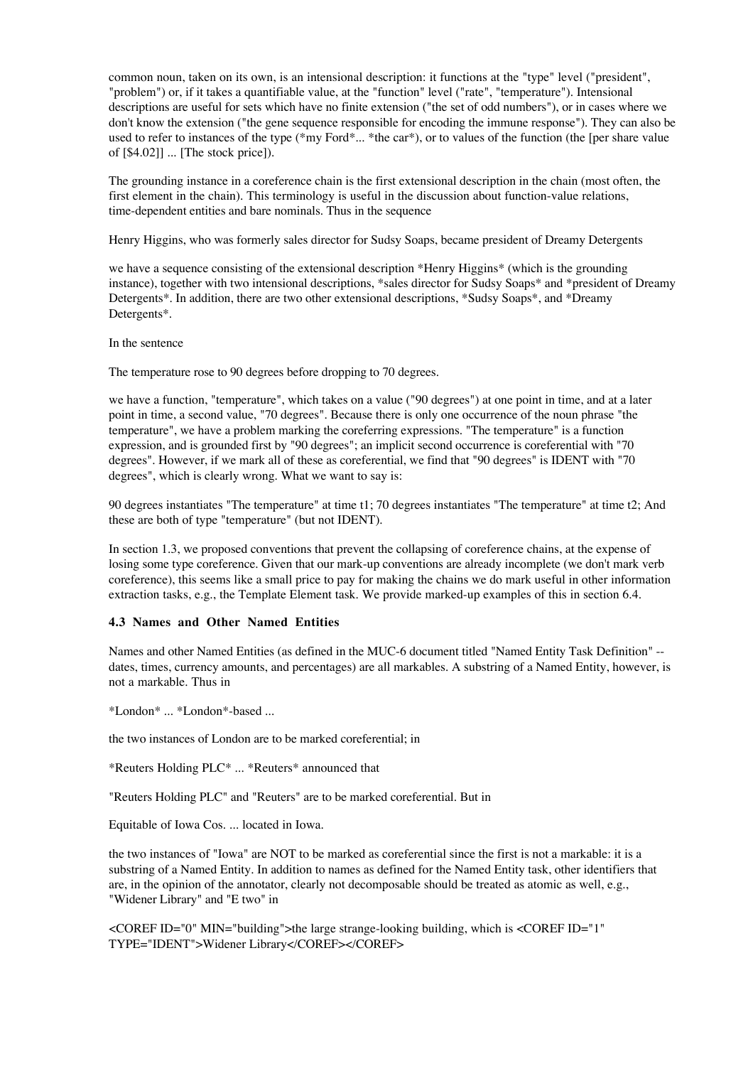common noun, taken on its own, is an intensional description: it functions at the "type" level ("president", "problem") or, if it takes a quantifiable value, at the "function" level ("rate", "temperature"). Intensional descriptions are useful for sets which have no finite extension ("the set of odd numbers"), or in cases where we don't know the extension ("the gene sequence responsible for encoding the immune response"). They can also be used to refer to instances of the type (*my Ford*... *the car*), or to values of the function (the [per share value of [$4.02]] ... [The stock price]).

The grounding instance in a coreference chain is the first extensional description in the chain (most often, the first element in the chain). This terminology is useful in the discussion about function-value relations, time-dependent entities and bare nominals. Thus in the sequence

Henry Higgins, who was formerly sales director for Sudsy Soaps, became president of Dreamy Detergents

we have a sequence consisting of the extensional description *Henry Higgins* (which is the grounding instance), together with two intensional descriptions, *sales director for Sudsy Soaps* and *president of Dreamy Detergents*. In addition, there are two other extensional descriptions, *Sudsy Soaps*, and *Dreamy Detergents*.

In the sentence

The temperature rose to 90 degrees before dropping to 70 degrees.

we have a function, "temperature", which takes on a value ("90 degrees") at one point in time, and at a later point in time, a second value, "70 degrees". Because there is only one occurrence of the noun phrase "the temperature", we have a problem marking the coreferring expressions. "The temperature" is a function expression, and is grounded first by "90 degrees"; an implicit second occurrence is coreferential with "70 degrees". However, if we mark all of these as coreferential, we find that "90 degrees" is IDENT with "70 degrees", which is clearly wrong. What we want to say is:

90 degrees instantiates "The temperature" at time t1; 70 degrees instantiates "The temperature" at time t2; And these are both of type "temperature" (but not IDENT).

In section 1.3, we proposed conventions that prevent the collapsing of coreference chains, at the expense of losing some type coreference. Given that our mark-up conventions are already incomplete (we don't mark verb coreference), this seems like a small price to pay for making the chains we do mark useful in other information extraction tasks, e.g., the Template Element task. We provide marked-up examples of this in section 6.4.

### 4.3 Names and Other Named Entities

Names and other Named Entities (as defined in the MUC-6 document titled "Named Entity Task Definition" -- dates, times, currency amounts, and percentages) are all markables. A substring of a Named Entity, however, is not a markable. Thus in

*London* ... *London*-based ...

the two instances of London are to be marked coreferential; in

*Reuters Holding PLC* ... *Reuters* announced that

"Reuters Holding PLC" and "Reuters" are to be marked coreferential. But in

Equitable of Iowa Cos. ... located in Iowa.

the two instances of "Iowa" are NOT to be marked as coreferential since the first is not a markable: it is a substring of a Named Entity. In addition to names as defined for the Named Entity task, other identifiers that are, in the opinion of the annotator, clearly not decomposable should be treated as atomic as well, e.g., "Widener Library" and "E two" in

<COREF ID="0" MIN="building">the large strange-looking building, which is <COREF ID="1" TYPE="IDENT">Widener Library</COREF></COREF>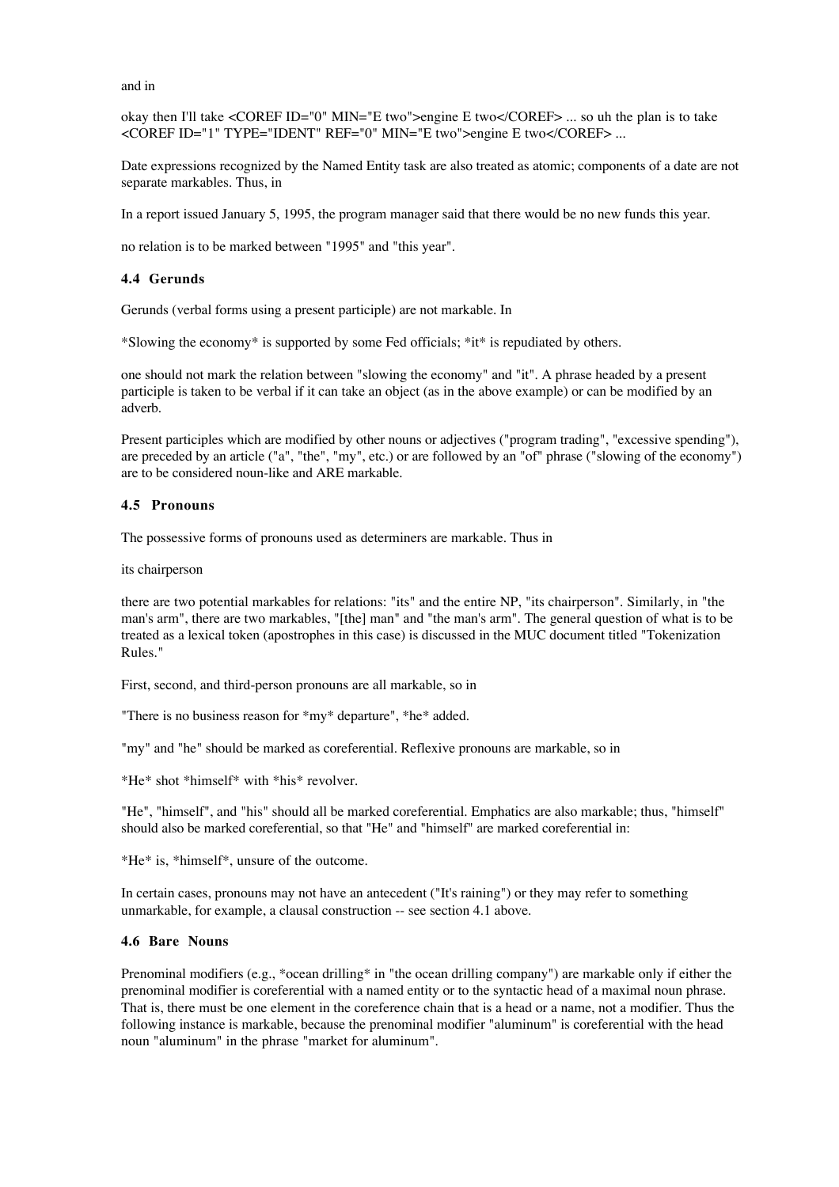and in

okay then I'll take <COREF ID="0" MIN="E two">engine E two</COREF> ... so uh the plan is to take <COREF ID="1" TYPE="IDENT" REF="0" MIN="E two">engine E two</COREF> ...

Date expressions recognized by the Named Entity task are also treated as atomic; components of a date are not separate markables. Thus, in

In a report issued January 5, 1995, the program manager said that there would be no new funds this year.

no relation is to be marked between "1995" and "this year".

### 4.4 Gerunds

Gerunds (verbal forms using a present participle) are not markable. In

*Slowing the economy* is supported by some Fed officials; *it* is repudiated by others.

one should not mark the relation between "slowing the economy" and "it". A phrase headed by a present participle is taken to be verbal if it can take an object (as in the above example) or can be modified by an adverb.

Present participles which are modified by other nouns or adjectives ("program trading", "excessive spending"), are preceded by an article ("a", "the", "my", etc.) or are followed by an "of" phrase ("slowing of the economy") are to be considered noun-like and ARE markable.

### 4.5 Pronouns

The possessive forms of pronouns used as determiners are markable. Thus in

its chairperson

there are two potential markables for relations: "its" and the entire NP, "its chairperson". Similarly, in "the man's arm", there are two markables, "[the] man" and "the man's arm". The general question of what is to be treated as a lexical token (apostrophes in this case) is discussed in the MUC document titled "Tokenization Rules."

First, second, and third-person pronouns are all markable, so in

"There is no business reason for *my* departure", *he* added.

"my" and "he" should be marked as coreferential. Reflexive pronouns are markable, so in

*He* shot *himself* with *his* revolver.

"He", "himself", and "his" should all be marked coreferential. Emphatics are also markable; thus, "himself" should also be marked coreferential, so that "He" and "himself" are marked coreferential in:

*He* is, *himself*, unsure of the outcome.

In certain cases, pronouns may not have an antecedent ("It's raining") or they may refer to something unmarkable, for example, a clausal construction -- see section 4.1 above.

### 4.6 Bare Nouns

Prenominal modifiers (e.g., *ocean drilling* in "the ocean drilling company") are markable only if either the prenominal modifier is coreferential with a named entity or to the syntactic head of a maximal noun phrase. That is, there must be one element in the coreference chain that is a head or a name, not a modifier. Thus the following instance is markable, because the prenominal modifier "aluminum" is coreferential with the head noun "aluminum" in the phrase "market for aluminum".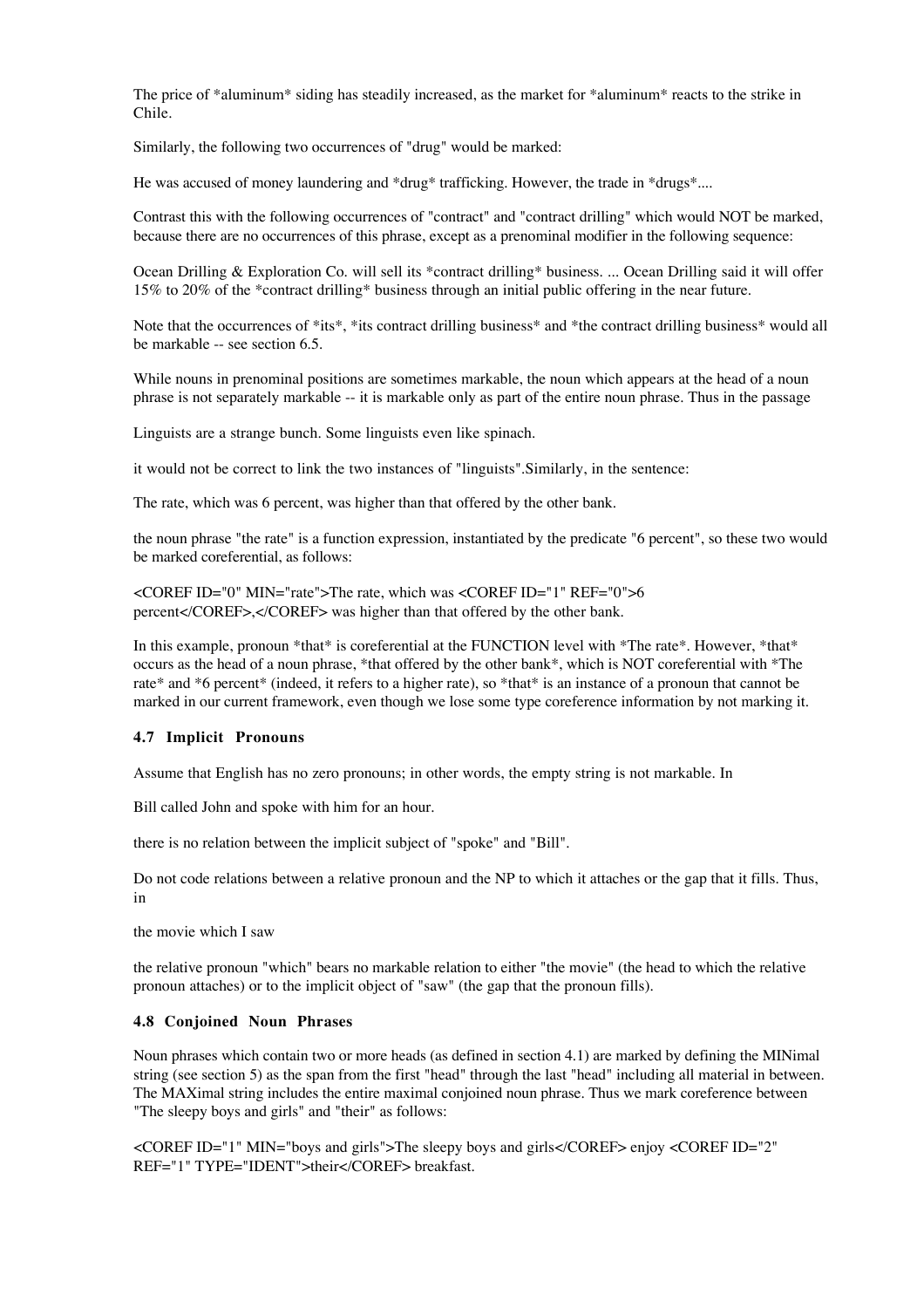The price of *aluminum* siding has steadily increased, as the market for *aluminum* reacts to the strike in Chile.

Similarly, the following two occurrences of "drug" would be marked:

He was accused of money laundering and *drug* trafficking. However, the trade in *drugs*....

Contrast this with the following occurrences of "contract" and "contract drilling" which would NOT be marked, because there are no occurrences of this phrase, except as a prenominal modifier in the following sequence:

Ocean Drilling & Exploration Co. will sell its *contract drilling* business. ... Ocean Drilling said it will offer 15% to 20% of the *contract drilling* business through an initial public offering in the near future.

Note that the occurrences of *its*, *its contract drilling business* and *the contract drilling business* would all be markable -- see section 6.5.

While nouns in prenominal positions are sometimes markable, the noun which appears at the head of a noun phrase is not separately markable -- it is markable only as part of the entire noun phrase. Thus in the passage

Linguists are a strange bunch. Some linguists even like spinach.

it would not be correct to link the two instances of "linguists".Similarly, in the sentence:

The rate, which was 6 percent, was higher than that offered by the other bank.

the noun phrase "the rate" is a function expression, instantiated by the predicate "6 percent", so these two would be marked coreferential, as follows:

<COREF ID="0" MIN="rate">The rate, which was <COREF ID="1" REF="0">6 percent</COREF>,</COREF> was higher than that offered by the other bank.

In this example, pronoun *that* is coreferential at the FUNCTION level with *The rate*. However, *that* occurs as the head of a noun phrase, *that offered by the other bank*, which is NOT coreferential with *The rate* and *6 percent* (indeed, it refers to a higher rate), so *that* is an instance of a pronoun that cannot be marked in our current framework, even though we lose some type coreference information by not marking it.

### 4.7 Implicit Pronouns

Assume that English has no zero pronouns; in other words, the empty string is not markable. In

Bill called John and spoke with him for an hour.

there is no relation between the implicit subject of "spoke" and "Bill".

Do not code relations between a relative pronoun and the NP to which it attaches or the gap that it fills. Thus, in

the movie which I saw

the relative pronoun "which" bears no markable relation to either "the movie" (the head to which the relative pronoun attaches) or to the implicit object of "saw" (the gap that the pronoun fills).

### 4.8 Conjoined Noun Phrases

Noun phrases which contain two or more heads (as defined in section 4.1) are marked by defining the MINimal string (see section 5) as the span from the first "head" through the last "head" including all material in between. The MAXimal string includes the entire maximal conjoined noun phrase. Thus we mark coreference between "The sleepy boys and girls" and "their" as follows:

<COREF ID="1" MIN="boys and girls">The sleepy boys and girls</COREF> enjoy <COREF ID="2" REF="1" TYPE="IDENT">their</COREF> breakfast.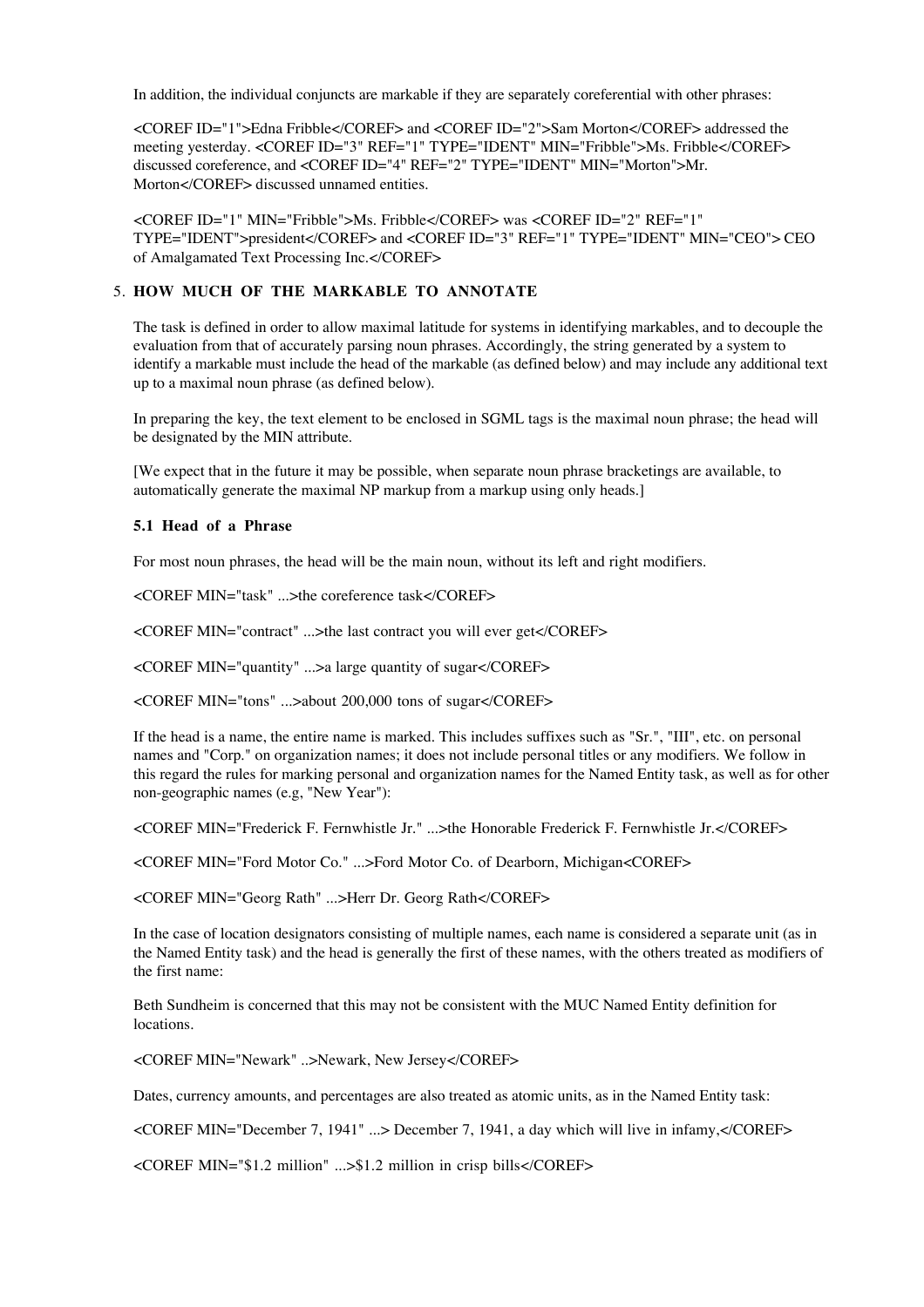In addition, the individual conjuncts are markable if they are separately coreferential with other phrases:

<COREF ID="1">Edna Fribble</COREF> and <COREF ID="2">Sam Morton</COREF> addressed the meeting yesterday. <COREF ID="3" REF="1" TYPE="IDENT" MIN="Fribble">Ms. Fribble</COREF> discussed coreference, and <COREF ID="4" REF="2" TYPE="IDENT" MIN="Morton">Mr. Morton</COREF> discussed unnamed entities.

<COREF ID="1" MIN="Fribble">Ms. Fribble</COREF> was <COREF ID="2" REF="1" TYPE="IDENT">president</COREF> and <COREF ID="3" REF="1" TYPE="IDENT" MIN="CEO"> CEO of Amalgamated Text Processing Inc.</COREF>

## 5. HOW MUCH OF THE MARKABLE TO ANNOTATE

The task is defined in order to allow maximal latitude for systems in identifying markables, and to decouple the evaluation from that of accurately parsing noun phrases. Accordingly, the string generated by a system to identify a markable must include the head of the markable (as defined below) and may include any additional text up to a maximal noun phrase (as defined below).

In preparing the key, the text element to be enclosed in SGML tags is the maximal noun phrase; the head will be designated by the MIN attribute.

[We expect that in the future it may be possible, when separate noun phrase bracketings are available, to automatically generate the maximal NP markup from a markup using only heads.]

### 5.1 Head of a Phrase

For most noun phrases, the head will be the main noun, without its left and right modifiers.

<COREF MIN="task" ...>the coreference task</COREF>

<COREF MIN="contract" ...>the last contract you will ever get</COREF>

<COREF MIN="quantity" ...>a large quantity of sugar</COREF>

<COREF MIN="tons" ...>about 200,000 tons of sugar</COREF>

If the head is a name, the entire name is marked. This includes suffixes such as "Sr.", "III", etc. on personal names and "Corp." on organization names; it does not include personal titles or any modifiers. We follow in this regard the rules for marking personal and organization names for the Named Entity task, as well as for other non-geographic names (e.g, "New Year"):

<COREF MIN="Frederick F. Fernwhistle Jr." ...>the Honorable Frederick F. Fernwhistle Jr.</COREF>

<COREF MIN="Ford Motor Co." ...>Ford Motor Co. of Dearborn, Michigan<COREF>

<COREF MIN="Georg Rath" ...>Herr Dr. Georg Rath</COREF>

In the case of location designators consisting of multiple names, each name is considered a separate unit (as in the Named Entity task) and the head is generally the first of these names, with the others treated as modifiers of the first name:

Beth Sundheim is concerned that this may not be consistent with the MUC Named Entity definition for locations.

<COREF MIN="Newark" ..>Newark, New Jersey</COREF>

Dates, currency amounts, and percentages are also treated as atomic units, as in the Named Entity task:

<COREF MIN="December 7, 1941" ...> December 7, 1941, a day which will live in infamy,</COREF>

<COREF MIN="$1.2 million" ...>$1.2 million in crisp bills</COREF>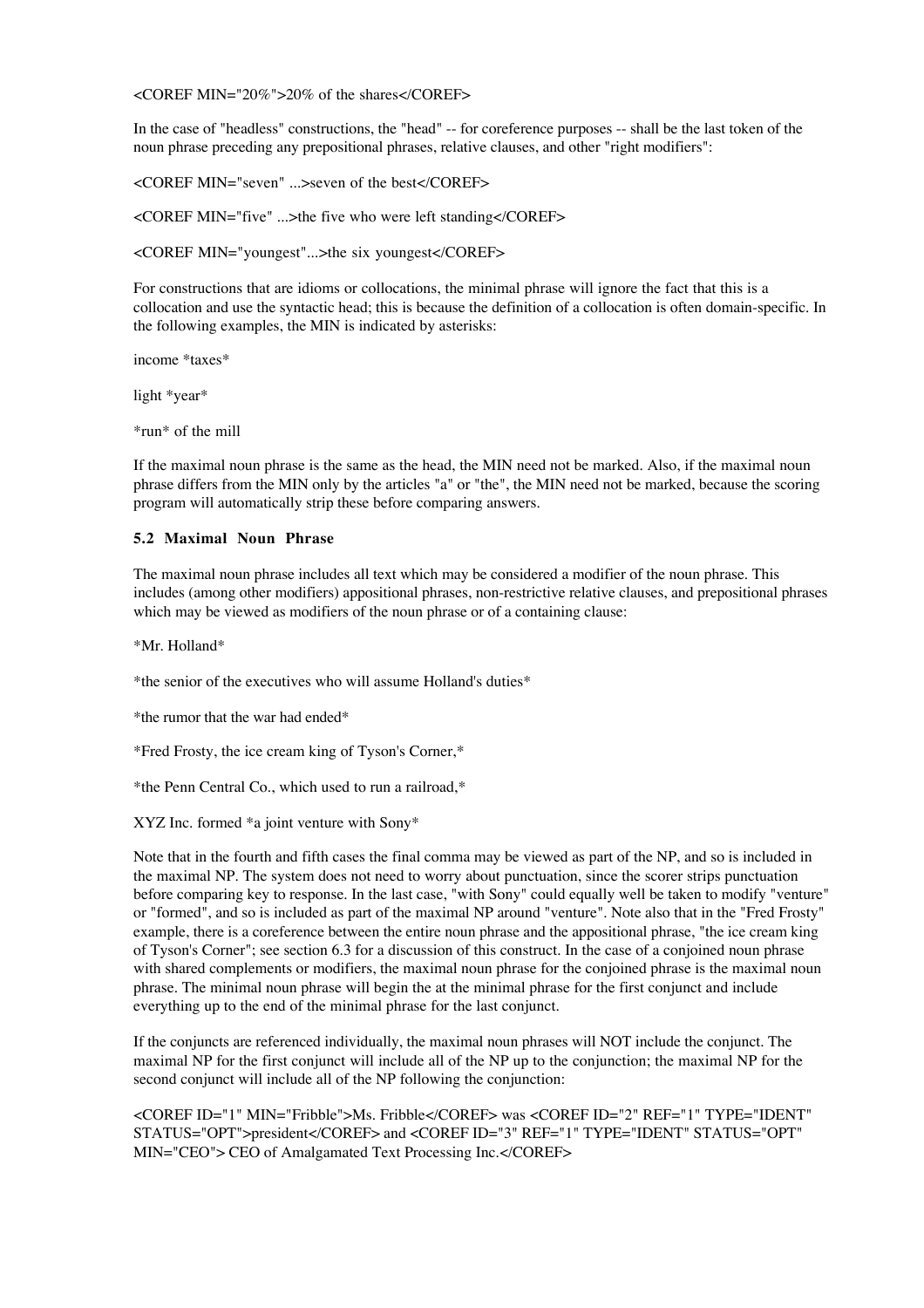<COREF MIN="20%">20% of the shares</COREF>

In the case of "headless" constructions, the "head" -- for coreference purposes -- shall be the last token of the noun phrase preceding any prepositional phrases, relative clauses, and other "right modifiers":

<COREF MIN="seven" ...>seven of the best</COREF>

<COREF MIN="five" ...>the five who were left standing</COREF>

<COREF MIN="youngest"...>the six youngest</COREF>

For constructions that are idioms or collocations, the minimal phrase will ignore the fact that this is a collocation and use the syntactic head; this is because the definition of a collocation is often domain-specific. In the following examples, the MIN is indicated by asterisks:

income *taxes*

light *year*

*run* of the mill

If the maximal noun phrase is the same as the head, the MIN need not be marked. Also, if the maximal noun phrase differs from the MIN only by the articles "a" or "the", the MIN need not be marked, because the scoring program will automatically strip these before comparing answers.

### 5.2 Maximal Noun Phrase

The maximal noun phrase includes all text which may be considered a modifier of the noun phrase. This includes (among other modifiers) appositional phrases, non-restrictive relative clauses, and prepositional phrases which may be viewed as modifiers of the noun phrase or of a containing clause:

*Mr. Holland*

*the senior of the executives who will assume Holland's duties*

*the rumor that the war had ended*

*Fred Frosty, the ice cream king of Tyson's Corner,*

*the Penn Central Co., which used to run a railroad,*

XYZ Inc. formed *a joint venture with Sony*

Note that in the fourth and fifth cases the final comma may be viewed as part of the NP, and so is included in the maximal NP. The system does not need to worry about punctuation, since the scorer strips punctuation before comparing key to response. In the last case, "with Sony" could equally well be taken to modify "venture" or "formed", and so is included as part of the maximal NP around "venture". Note also that in the "Fred Frosty" example, there is a coreference between the entire noun phrase and the appositional phrase, "the ice cream king of Tyson's Corner"; see section 6.3 for a discussion of this construct. In the case of a conjoined noun phrase with shared complements or modifiers, the maximal noun phrase for the conjoined phrase is the maximal noun phrase. The minimal noun phrase will begin the at the minimal phrase for the first conjunct and include everything up to the end of the minimal phrase for the last conjunct.

If the conjuncts are referenced individually, the maximal noun phrases will NOT include the conjunct. The maximal NP for the first conjunct will include all of the NP up to the conjunction; the maximal NP for the second conjunct will include all of the NP following the conjunction:

<COREF ID="1" MIN="Fribble">Ms. Fribble</COREF> was <COREF ID="2" REF="1" TYPE="IDENT" STATUS="OPT">president</COREF> and <COREF ID="3" REF="1" TYPE="IDENT" STATUS="OPT" MIN="CEO"> CEO of Amalgamated Text Processing Inc.</COREF>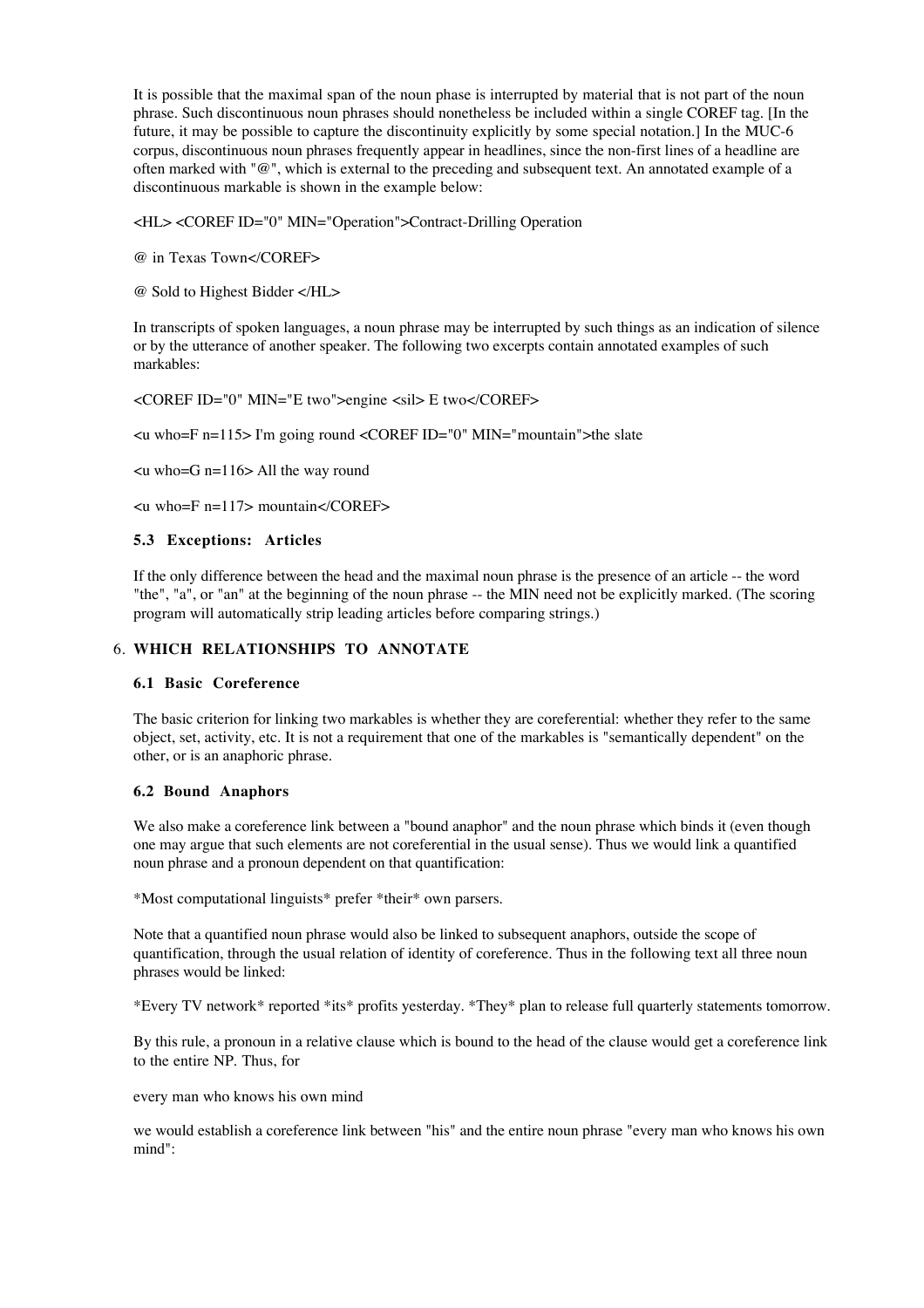It is possible that the maximal span of the noun phase is interrupted by material that is not part of the noun phrase. Such discontinuous noun phrases should nonetheless be included within a single COREF tag. [In the future, it may be possible to capture the discontinuity explicitly by some special notation.] In the MUC-6 corpus, discontinuous noun phrases frequently appear in headlines, since the non-first lines of a headline are often marked with "@", which is external to the preceding and subsequent text. An annotated example of a discontinuous markable is shown in the example below:

<HL> <COREF ID="0" MIN="Operation">Contract-Drilling Operation

@ in Texas Town</COREF>

@ Sold to Highest Bidder </HL>

In transcripts of spoken languages, a noun phrase may be interrupted by such things as an indication of silence or by the utterance of another speaker. The following two excerpts contain annotated examples of such markables:

<COREF ID="0" MIN="E two">engine <sil> E two</COREF>

<u who=F n=115> I'm going round <COREF ID="0" MIN="mountain">the slate

<u who=G n=116> All the way round

<u who=F n=117> mountain</COREF>

### 5.3 Exceptions: Articles

If the only difference between the head and the maximal noun phrase is the presence of an article -- the word "the", "a", or "an" at the beginning of the noun phrase -- the MIN need not be explicitly marked. (The scoring program will automatically strip leading articles before comparing strings.)

## 6. WHICH RELATIONSHIPS TO ANNOTATE

### 6.1 Basic Coreference

The basic criterion for linking two markables is whether they are coreferential: whether they refer to the same object, set, activity, etc. It is not a requirement that one of the markables is "semantically dependent" on the other, or is an anaphoric phrase.

### 6.2 Bound Anaphors

We also make a coreference link between a "bound anaphor" and the noun phrase which binds it (even though one may argue that such elements are not coreferential in the usual sense). Thus we would link a quantified noun phrase and a pronoun dependent on that quantification:

*Most computational linguists* prefer *their* own parsers.

Note that a quantified noun phrase would also be linked to subsequent anaphors, outside the scope of quantification, through the usual relation of identity of coreference. Thus in the following text all three noun phrases would be linked:

*Every TV network* reported *its* profits yesterday. *They* plan to release full quarterly statements tomorrow.

By this rule, a pronoun in a relative clause which is bound to the head of the clause would get a coreference link to the entire NP. Thus, for

every man who knows his own mind

we would establish a coreference link between "his" and the entire noun phrase "every man who knows his own mind":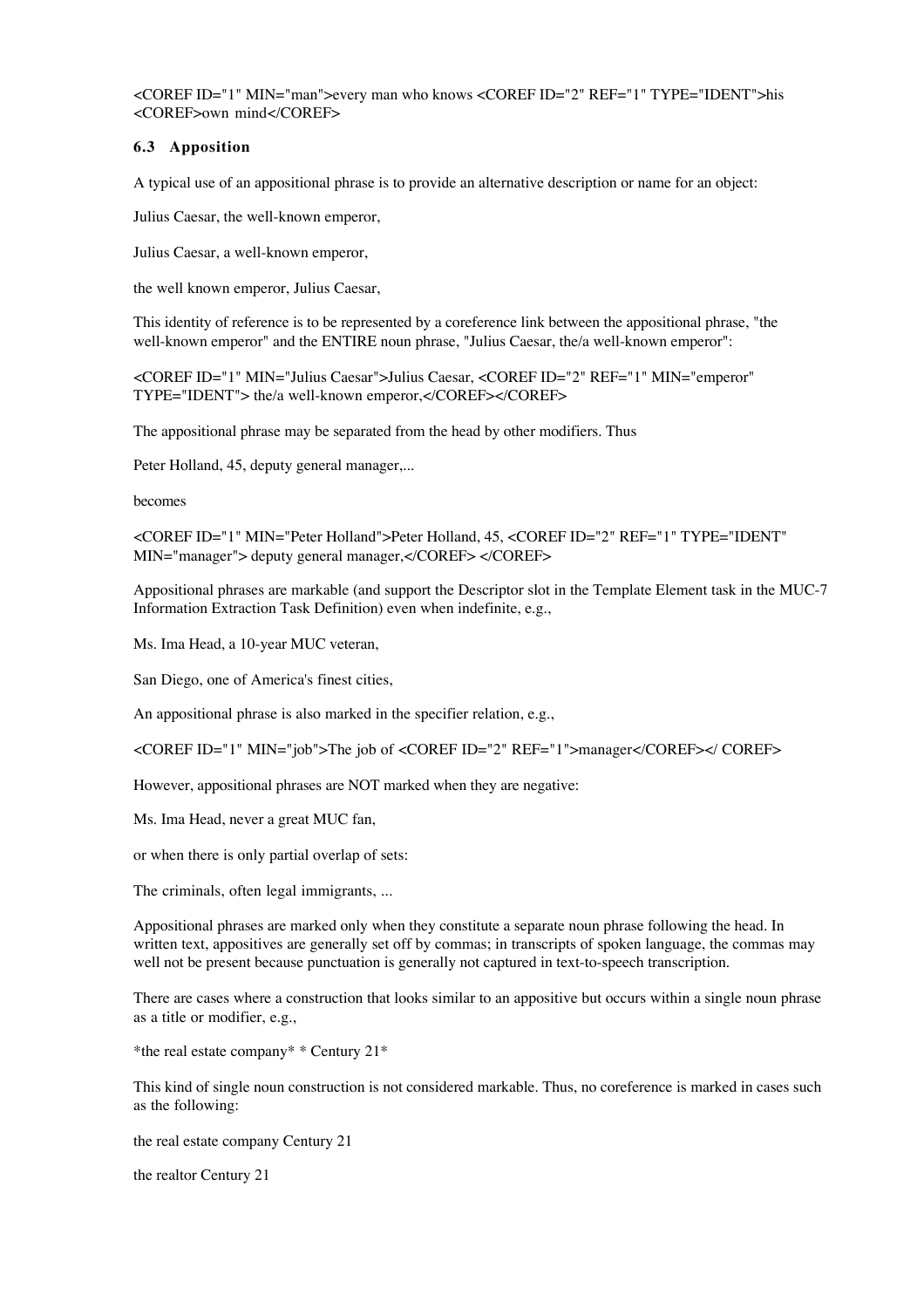<COREF ID="1" MIN="man">every man who knows <COREF ID="2" REF="1" TYPE="IDENT">his <COREF>own mind</COREF>

### 6.3 Apposition

A typical use of an appositional phrase is to provide an alternative description or name for an object:

Julius Caesar, the well-known emperor,

Julius Caesar, a well-known emperor,

the well known emperor, Julius Caesar,

This identity of reference is to be represented by a coreference link between the appositional phrase, "the well-known emperor" and the ENTIRE noun phrase, "Julius Caesar, the/a well-known emperor":

<COREF ID="1" MIN="Julius Caesar">Julius Caesar, <COREF ID="2" REF="1" MIN="emperor" TYPE="IDENT"> the/a well-known emperor,</COREF></COREF>

The appositional phrase may be separated from the head by other modifiers. Thus

Peter Holland, 45, deputy general manager,...

becomes

<COREF ID="1" MIN="Peter Holland">Peter Holland, 45, <COREF ID="2" REF="1" TYPE="IDENT" MIN="manager"> deputy general manager,</COREF> </COREF>

Appositional phrases are markable (and support the Descriptor slot in the Template Element task in the MUC-7 Information Extraction Task Definition) even when indefinite, e.g.,

Ms. Ima Head, a 10-year MUC veteran,

San Diego, one of America's finest cities,

An appositional phrase is also marked in the specifier relation, e.g.,

<COREF ID="1" MIN="job">The job of <COREF ID="2" REF="1">manager</COREF></ COREF>

However, appositional phrases are NOT marked when they are negative:

Ms. Ima Head, never a great MUC fan,

or when there is only partial overlap of sets:

The criminals, often legal immigrants, ...

Appositional phrases are marked only when they constitute a separate noun phrase following the head. In written text, appositives are generally set off by commas; in transcripts of spoken language, the commas may well not be present because punctuation is generally not captured in text-to-speech transcription.

There are cases where a construction that looks similar to an appositive but occurs within a single noun phrase as a title or modifier, e.g.,

*the real estate company* * Century 21*

This kind of single noun construction is not considered markable. Thus, no coreference is marked in cases such as the following:

the real estate company Century 21

the realtor Century 21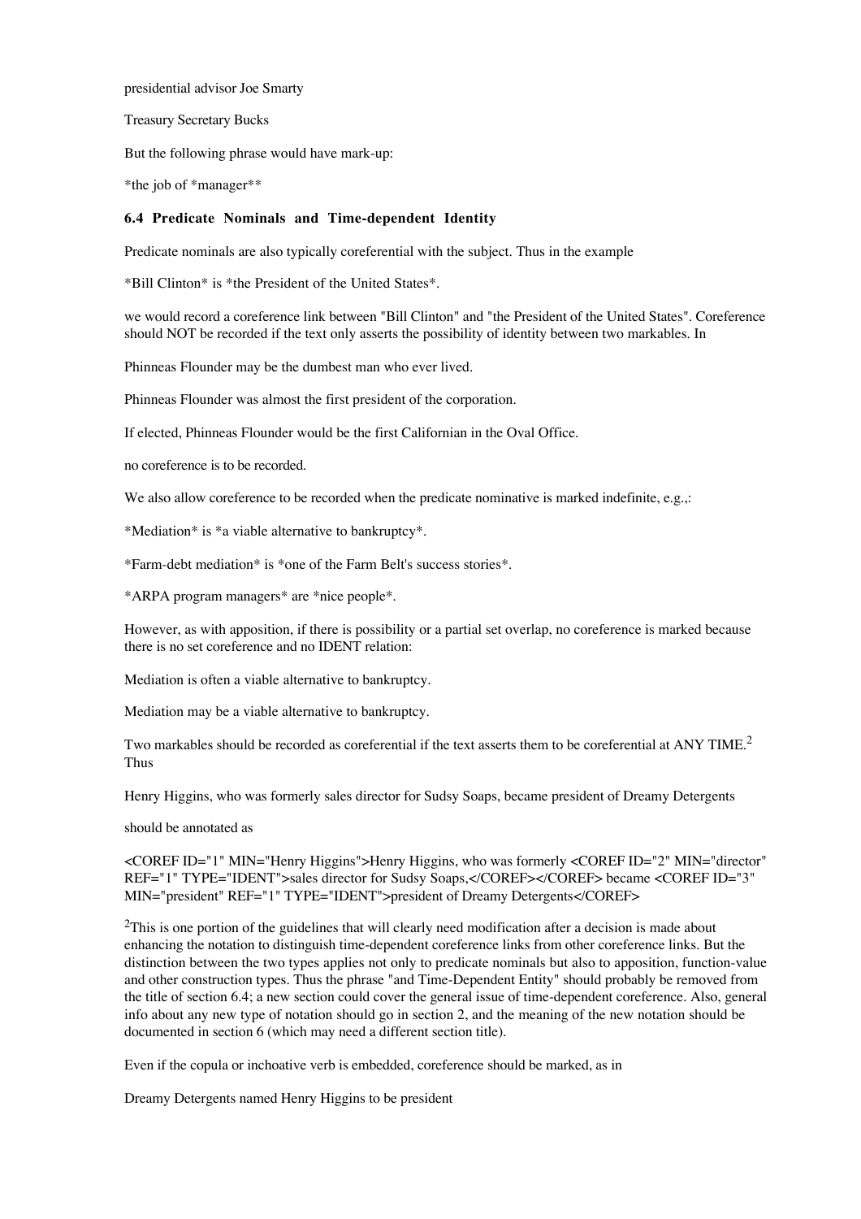presidential advisor Joe Smarty

Treasury Secretary Bucks

But the following phrase would have mark-up:

*the job of *manager**

### 6.4 Predicate Nominals and Time-dependent Identity

Predicate nominals are also typically coreferential with the subject. Thus in the example

*Bill Clinton* is *the President of the United States*.

we would record a coreference link between "Bill Clinton" and "the President of the United States". Coreference should NOT be recorded if the text only asserts the possibility of identity between two markables. In

Phinneas Flounder may be the dumbest man who ever lived.

Phinneas Flounder was almost the first president of the corporation.

If elected, Phinneas Flounder would be the first Californian in the Oval Office.

no coreference is to be recorded.

We also allow coreference to be recorded when the predicate nominative is marked indefinite, e.g.,:

*Mediation* is *a viable alternative to bankruptcy*.

*Farm-debt mediation* is *one of the Farm Belt's success stories*.

*ARPA program managers* are *nice people*.

However, as with apposition, if there is possibility or a partial set overlap, no coreference is marked because there is no set coreference and no IDENT relation:

Mediation is often a viable alternative to bankruptcy.

Mediation may be a viable alternative to bankruptcy.

Two markables should be recorded as coreferential if the text asserts them to be coreferential at ANY TIME.[2] Thus

Henry Higgins, who was formerly sales director for Sudsy Soaps, became president of Dreamy Detergents

should be annotated as

<COREF ID="1" MIN="Henry Higgins">Henry Higgins, who was formerly <COREF ID="2" MIN="director" REF="1" TYPE="IDENT">sales director for Sudsy Soaps,</COREF></COREF> became <COREF ID="3" MIN="president" REF="1" TYPE="IDENT">president of Dreamy Detergents</COREF>

[2]This is one portion of the guidelines that will clearly need modification after a decision is made about enhancing the notation to distinguish time-dependent coreference links from other coreference links. But the distinction between the two types applies not only to predicate nominals but also to apposition, function-value and other construction types. Thus the phrase "and Time-Dependent Entity" should probably be removed from the title of section 6.4; a new section could cover the general issue of time-dependent coreference. Also, general info about any new type of notation should go in section 2, and the meaning of the new notation should be documented in section 6 (which may need a different section title).

Even if the copula or inchoative verb is embedded, coreference should be marked, as in

Dreamy Detergents named Henry Higgins to be president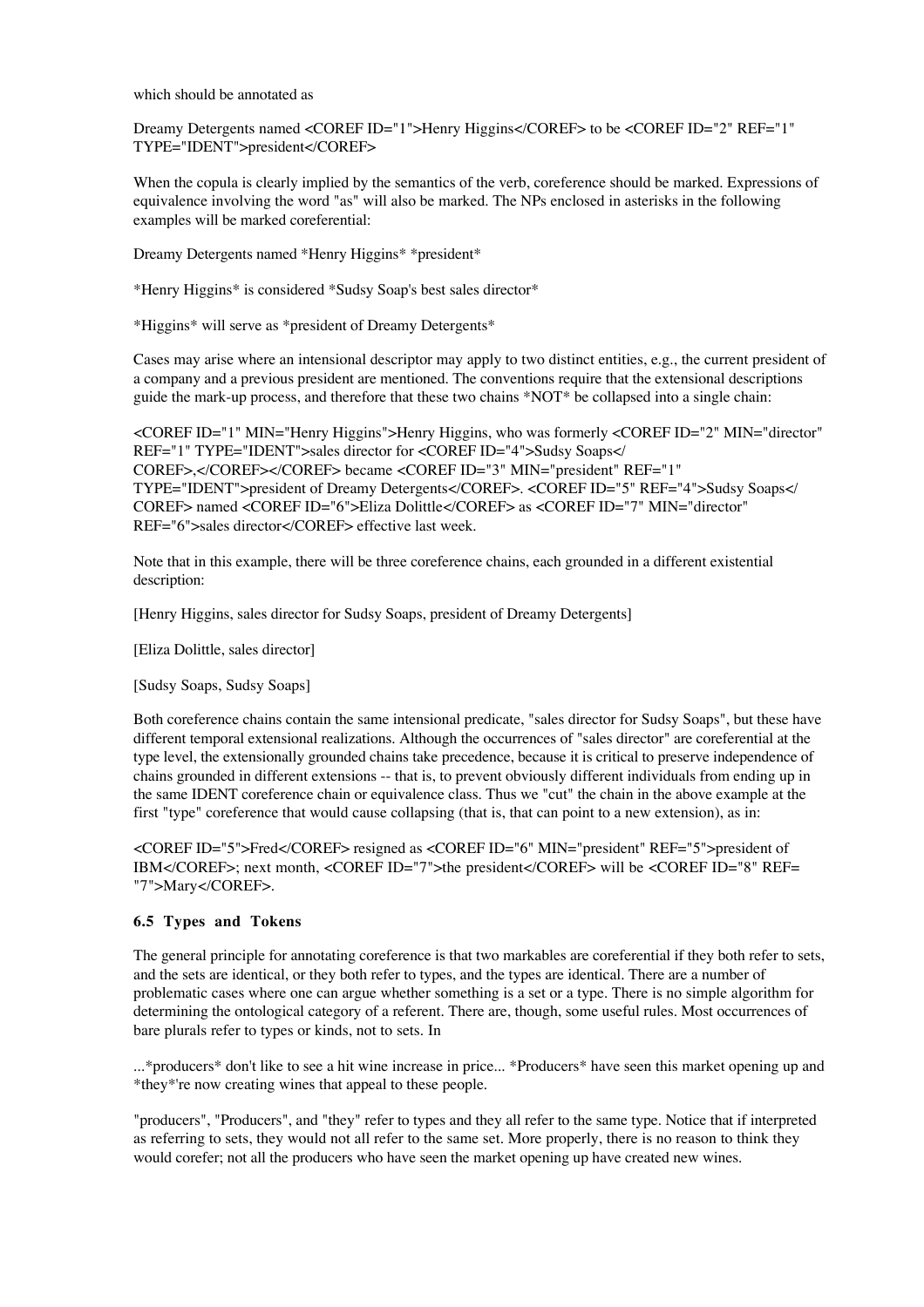which should be annotated as

Dreamy Detergents named <COREF ID="1">Henry Higgins</COREF> to be <COREF ID="2" REF="1" TYPE="IDENT">president</COREF>

When the copula is clearly implied by the semantics of the verb, coreference should be marked. Expressions of equivalence involving the word "as" will also be marked. The NPs enclosed in asterisks in the following examples will be marked coreferential:

Dreamy Detergents named *Henry Higgins* *president*

*Henry Higgins* is considered *Sudsy Soap's best sales director*

*Higgins* will serve as *president of Dreamy Detergents*

Cases may arise where an intensional descriptor may apply to two distinct entities, e.g., the current president of a company and a previous president are mentioned. The conventions require that the extensional descriptions guide the mark-up process, and therefore that these two chains *NOT* be collapsed into a single chain:

<COREF ID="1" MIN="Henry Higgins">Henry Higgins, who was formerly <COREF ID="2" MIN="director" REF="1" TYPE="IDENT">sales director for <COREF ID="4">Sudsy Soaps</COREF>,</COREF></COREF> became <COREF ID="3" MIN="president" REF="1" TYPE="IDENT">president of Dreamy Detergents</COREF>. <COREF ID="5" REF="4">Sudsy Soaps</COREF> named <COREF ID="6">Eliza Dolittle</COREF> as <COREF ID="7" MIN="director" REF="6">sales director</COREF> effective last week.

Note that in this example, there will be three coreference chains, each grounded in a different existential description:

[Henry Higgins, sales director for Sudsy Soaps, president of Dreamy Detergents]

[Eliza Dolittle, sales director]

[Sudsy Soaps, Sudsy Soaps]

Both coreference chains contain the same intensional predicate, "sales director for Sudsy Soaps", but these have different temporal extensional realizations. Although the occurrences of "sales director" are coreferential at the type level, the extensionally grounded chains take precedence, because it is critical to preserve independence of chains grounded in different extensions -- that is, to prevent obviously different individuals from ending up in the same IDENT coreference chain or equivalence class. Thus we "cut" the chain in the above example at the first "type" coreference that would cause collapsing (that is, that can point to a new extension), as in:

<COREF ID="5">Fred</COREF> resigned as <COREF ID="6" MIN="president" REF="5">president of IBM</COREF>; next month, <COREF ID="7">the president</COREF> will be <COREF ID="8" REF="7">Mary</COREF>.

### 6.5 Types and Tokens

The general principle for annotating coreference is that two markables are coreferential if they both refer to sets, and the sets are identical, or they both refer to types, and the types are identical. There are a number of problematic cases where one can argue whether something is a set or a type. There is no simple algorithm for determining the ontological category of a referent. There are, though, some useful rules. Most occurrences of bare plurals refer to types or kinds, not to sets. In

...*producers* don't like to see a hit wine increase in price... *Producers* have seen this market opening up and *they*'re now creating wines that appeal to these people.

"producers", "Producers", and "they" refer to types and they all refer to the same type. Notice that if interpreted as referring to sets, they would not all refer to the same set. More properly, there is no reason to think they would corefer; not all the producers who have seen the market opening up have created new wines.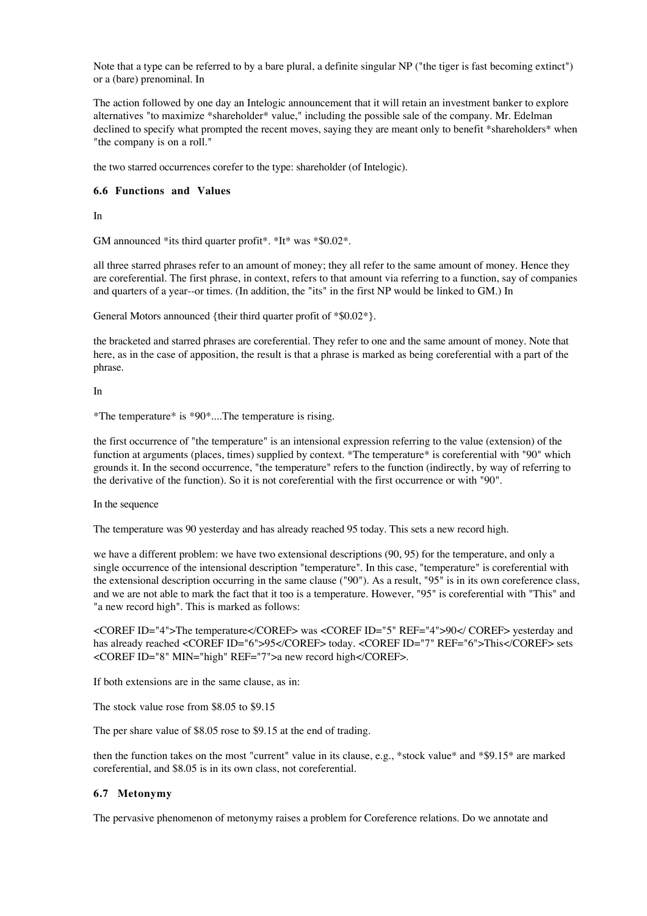Note that a type can be referred to by a bare plural, a definite singular NP ("the tiger is fast becoming extinct") or a (bare) prenominal. In

The action followed by one day an Intelogic announcement that it will retain an investment banker to explore alternatives "to maximize *shareholder* value," including the possible sale of the company. Mr. Edelman declined to specify what prompted the recent moves, saying they are meant only to benefit *shareholders* when "the company is on a roll."

the two starred occurrences corefer to the type: shareholder (of Intelogic).

### 6.6 Functions and Values

In

GM announced *its third quarter profit*. *It* was *$0.02*.

all three starred phrases refer to an amount of money; they all refer to the same amount of money. Hence they are coreferential. The first phrase, in context, refers to that amount via referring to a function, say of companies and quarters of a year--or times. (In addition, the "its" in the first NP would be linked to GM.) In

General Motors announced {their third quarter profit of *$0.02*}.

the bracketed and starred phrases are coreferential. They refer to one and the same amount of money. Note that here, as in the case of apposition, the result is that a phrase is marked as being coreferential with a part of the phrase.

In

*The temperature* is *90*....The temperature is rising.

the first occurrence of "the temperature" is an intensional expression referring to the value (extension) of the function at arguments (places, times) supplied by context. *The temperature* is coreferential with "90" which grounds it. In the second occurrence, "the temperature" refers to the function (indirectly, by way of referring to the derivative of the function). So it is not coreferential with the first occurrence or with "90".

In the sequence

The temperature was 90 yesterday and has already reached 95 today. This sets a new record high.

we have a different problem: we have two extensional descriptions (90, 95) for the temperature, and only a single occurrence of the intensional description "temperature". In this case, "temperature" is coreferential with the extensional description occurring in the same clause ("90"). As a result, "95" is in its own coreference class, and we are not able to mark the fact that it too is a temperature. However, "95" is coreferential with "This" and "a new record high". This is marked as follows:

<COREF ID="4">The temperature</COREF> was <COREF ID="5" REF="4">90</ COREF> yesterday and has already reached <COREF ID="6">95</COREF> today. <COREF ID="7" REF="6">This</COREF> sets <COREF ID="8" MIN="high" REF="7">a new record high</COREF>.

If both extensions are in the same clause, as in:

The stock value rose from $8.05 to $9.15

The per share value of $8.05 rose to $9.15 at the end of trading.

then the function takes on the most "current" value in its clause, e.g., *stock value* and *$9.15* are marked coreferential, and $8.05 is in its own class, not coreferential.

### 6.7 Metonymy

The pervasive phenomenon of metonymy raises a problem for Coreference relations. Do we annotate and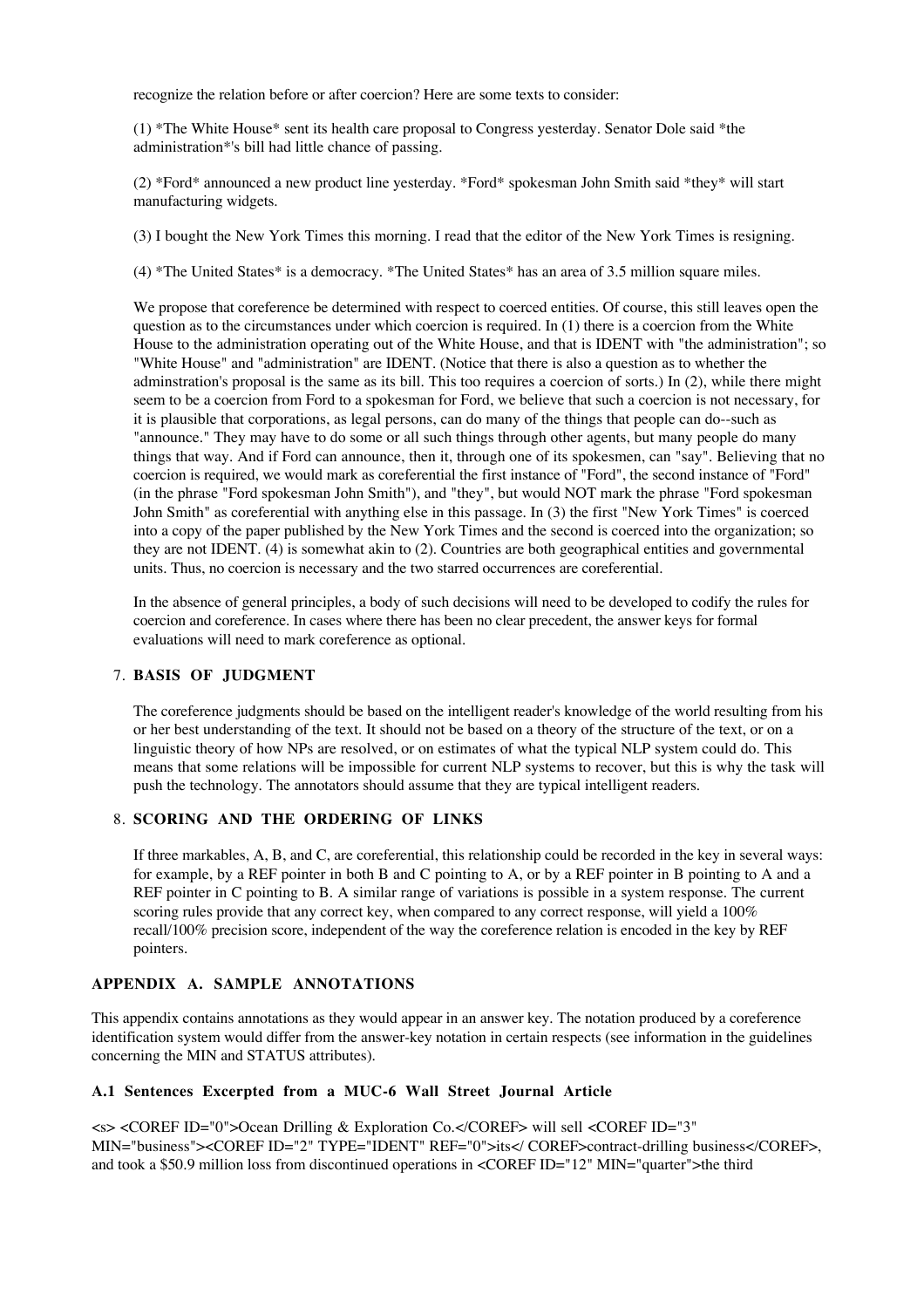recognize the relation before or after coercion? Here are some texts to consider:

(1) *The White House* sent its health care proposal to Congress yesterday. Senator Dole said *the administration*'s bill had little chance of passing.

(2) *Ford* announced a new product line yesterday. *Ford* spokesman John Smith said *they* will start manufacturing widgets.

(3) I bought the New York Times this morning. I read that the editor of the New York Times is resigning.

(4) *The United States* is a democracy. *The United States* has an area of 3.5 million square miles.

We propose that coreference be determined with respect to coerced entities. Of course, this still leaves open the question as to the circumstances under which coercion is required. In (1) there is a coercion from the White House to the administration operating out of the White House, and that is IDENT with "the administration"; so "White House" and "administration" are IDENT. (Notice that there is also a question as to whether the adminstration's proposal is the same as its bill. This too requires a coercion of sorts.) In (2), while there might seem to be a coercion from Ford to a spokesman for Ford, we believe that such a coercion is not necessary, for it is plausible that corporations, as legal persons, can do many of the things that people can do--such as "announce." They may have to do some or all such things through other agents, but many people do many things that way. And if Ford can announce, then it, through one of its spokesmen, can "say". Believing that no coercion is required, we would mark as coreferential the first instance of "Ford", the second instance of "Ford" (in the phrase "Ford spokesman John Smith"), and "they", but would NOT mark the phrase "Ford spokesman John Smith" as coreferential with anything else in this passage. In (3) the first "New York Times" is coerced into a copy of the paper published by the New York Times and the second is coerced into the organization; so they are not IDENT. (4) is somewhat akin to (2). Countries are both geographical entities and governmental units. Thus, no coercion is necessary and the two starred occurrences are coreferential.

In the absence of general principles, a body of such decisions will need to be developed to codify the rules for coercion and coreference. In cases where there has been no clear precedent, the answer keys for formal evaluations will need to mark coreference as optional.

## 7. BASIS OF JUDGMENT

The coreference judgments should be based on the intelligent reader's knowledge of the world resulting from his or her best understanding of the text. It should not be based on a theory of the structure of the text, or on a linguistic theory of how NPs are resolved, or on estimates of what the typical NLP system could do. This means that some relations will be impossible for current NLP systems to recover, but this is why the task will push the technology. The annotators should assume that they are typical intelligent readers.

## 8. SCORING AND THE ORDERING OF LINKS

If three markables, A, B, and C, are coreferential, this relationship could be recorded in the key in several ways: for example, by a REF pointer in both B and C pointing to A, or by a REF pointer in B pointing to A and a REF pointer in C pointing to B. A similar range of variations is possible in a system response. The current scoring rules provide that any correct key, when compared to any correct response, will yield a 100% recall/100% precision score, independent of the way the coreference relation is encoded in the key by REF pointers.

## APPENDIX A. SAMPLE ANNOTATIONS

This appendix contains annotations as they would appear in an answer key. The notation produced by a coreference identification system would differ from the answer-key notation in certain respects (see information in the guidelines concerning the MIN and STATUS attributes).

### A.1 Sentences Excerpted from a MUC-6 Wall Street Journal Article

<s> <COREF ID="0">Ocean Drilling & Exploration Co.</COREF> will sell <COREF ID="3" MIN="business"><COREF ID="2" TYPE="IDENT" REF="0">its</ COREF>contract-drilling business</COREF>, and took a $50.9 million loss from discontinued operations in <COREF ID="12" MIN="quarter">the third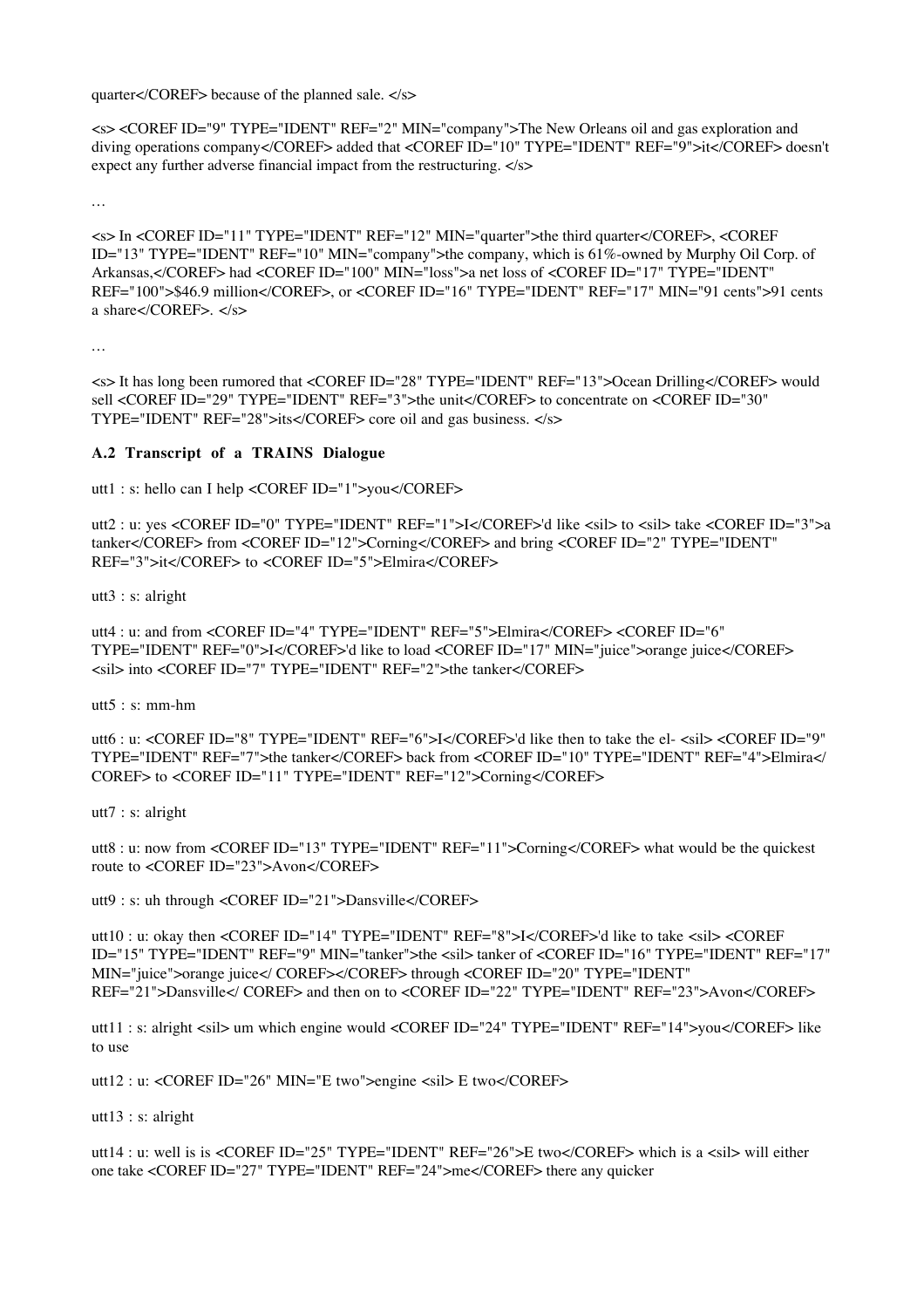quarter</COREF> because of the planned sale. </s>

<s> <COREF ID="9" TYPE="IDENT" REF="2" MIN="company">The New Orleans oil and gas exploration and diving operations company</COREF> added that <COREF ID="10" TYPE="IDENT" REF="9">it</COREF> doesn't expect any further adverse financial impact from the restructuring. </s>

…

<s> In <COREF ID="11" TYPE="IDENT" REF="12" MIN="quarter">the third quarter</COREF>, <COREF ID="13" TYPE="IDENT" REF="10" MIN="company">the company, which is 61%-owned by Murphy Oil Corp. of Arkansas,</COREF> had <COREF ID="100" MIN="loss">a net loss of <COREF ID="17" TYPE="IDENT" REF="100">$46.9 million</COREF>, or <COREF ID="16" TYPE="IDENT" REF="17" MIN="91 cents">91 cents a share</COREF>. </s>

…

<s> It has long been rumored that <COREF ID="28" TYPE="IDENT" REF="13">Ocean Drilling</COREF> would sell <COREF ID="29" TYPE="IDENT" REF="3">the unit</COREF> to concentrate on <COREF ID="30" TYPE="IDENT" REF="28">its</COREF> core oil and gas business. </s>

### A.2 Transcript of a TRAINS Dialogue

utt1 : s: hello can I help <COREF ID="1">you</COREF>

utt2 : u: yes <COREF ID="0" TYPE="IDENT" REF="1">I</COREF>'d like <sil> to <sil> take <COREF ID="3">a tanker</COREF> from <COREF ID="12">Corning</COREF> and bring <COREF ID="2" TYPE="IDENT" REF="3">it</COREF> to <COREF ID="5">Elmira</COREF>

utt3 : s: alright

utt4 : u: and from <COREF ID="4" TYPE="IDENT" REF="5">Elmira</COREF> <COREF ID="6" TYPE="IDENT" REF="0">I</COREF>'d like to load <COREF ID="17" MIN="juice">orange juice</COREF> <sil> into <COREF ID="7" TYPE="IDENT" REF="2">the tanker</COREF>

utt5 : s: mm-hm

utt6 : u: <COREF ID="8" TYPE="IDENT" REF="6">I</COREF>'d like then to take the el- <sil> <COREF ID="9" TYPE="IDENT" REF="7">the tanker</COREF> back from <COREF ID="10" TYPE="IDENT" REF="4">Elmira</ COREF> to <COREF ID="11" TYPE="IDENT" REF="12">Corning</COREF>

utt7 : s: alright

utt8 : u: now from <COREF ID="13" TYPE="IDENT" REF="11">Corning</COREF> what would be the quickest route to <COREF ID="23">Avon</COREF>

utt9 : s: uh through <COREF ID="21">Dansville</COREF>

utt10 : u: okay then <COREF ID="14" TYPE="IDENT" REF="8">I</COREF>'d like to take <sil> <COREF ID="15" TYPE="IDENT" REF="9" MIN="tanker">the <sil> tanker of <COREF ID="16" TYPE="IDENT" REF="17" MIN="juice">orange juice</ COREF></COREF> through <COREF ID="20" TYPE="IDENT" REF="21">Dansville</ COREF> and then on to <COREF ID="22" TYPE="IDENT" REF="23">Avon</COREF>

utt11 : s: alright <sil> um which engine would <COREF ID="24" TYPE="IDENT" REF="14">you</COREF> like to use

utt12 : u: <COREF ID="26" MIN="E two">engine <sil> E two</COREF>

utt13 : s: alright

utt14 : u: well is is <COREF ID="25" TYPE="IDENT" REF="26">E two</COREF> which is a <sil> will either one take <COREF ID="27" TYPE="IDENT" REF="24">me</COREF> there any quicker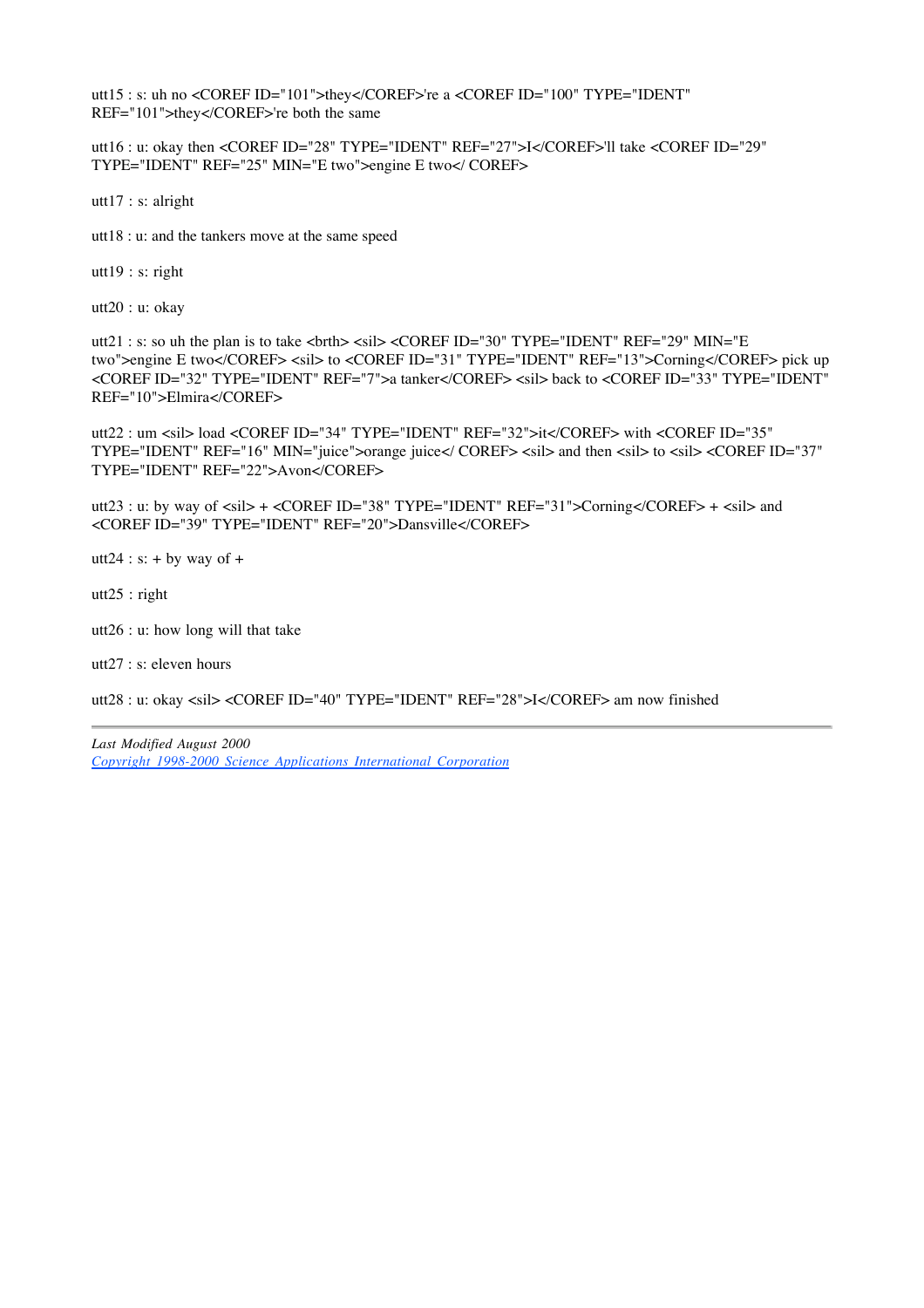utt15 : s: uh no <COREF ID="101">they</COREF>'re a <COREF ID="100" TYPE="IDENT" REF="101">they</COREF>'re both the same

utt16 : u: okay then <COREF ID="28" TYPE="IDENT" REF="27">I</COREF>'ll take <COREF ID="29" TYPE="IDENT" REF="25" MIN="E two">engine E two</ COREF>

utt17 : s: alright

utt18 : u: and the tankers move at the same speed

utt19 : s: right

utt20 : u: okay

utt21 : s: so uh the plan is to take <brth> <sil> <COREF ID="30" TYPE="IDENT" REF="29" MIN="E two">engine E two</COREF> <sil> to <COREF ID="31" TYPE="IDENT" REF="13">Corning</COREF> pick up <COREF ID="32" TYPE="IDENT" REF="7">a tanker</COREF> <sil> back to <COREF ID="33" TYPE="IDENT" REF="10">Elmira</COREF>

utt22 : um <sil> load <COREF ID="34" TYPE="IDENT" REF="32">it</COREF> with <COREF ID="35" TYPE="IDENT" REF="16" MIN="juice">orange juice</ COREF> <sil> and then <sil> to <sil> <COREF ID="37" TYPE="IDENT" REF="22">Avon</COREF>

utt23 : u: by way of <sil> + <COREF ID="38" TYPE="IDENT" REF="31">Corning</COREF> + <sil> and <COREF ID="39" TYPE="IDENT" REF="20">Dansville</COREF>

utt24 : s: + by way of +

utt25 : right

utt26 : u: how long will that take

utt27 : s: eleven hours

utt28 : u: okay <sil> <COREF ID="40" TYPE="IDENT" REF="28">I</COREF> am now finished

---

*Last Modified August 2000*
*Copyright 1998-2000 Science Applications International Corporation*